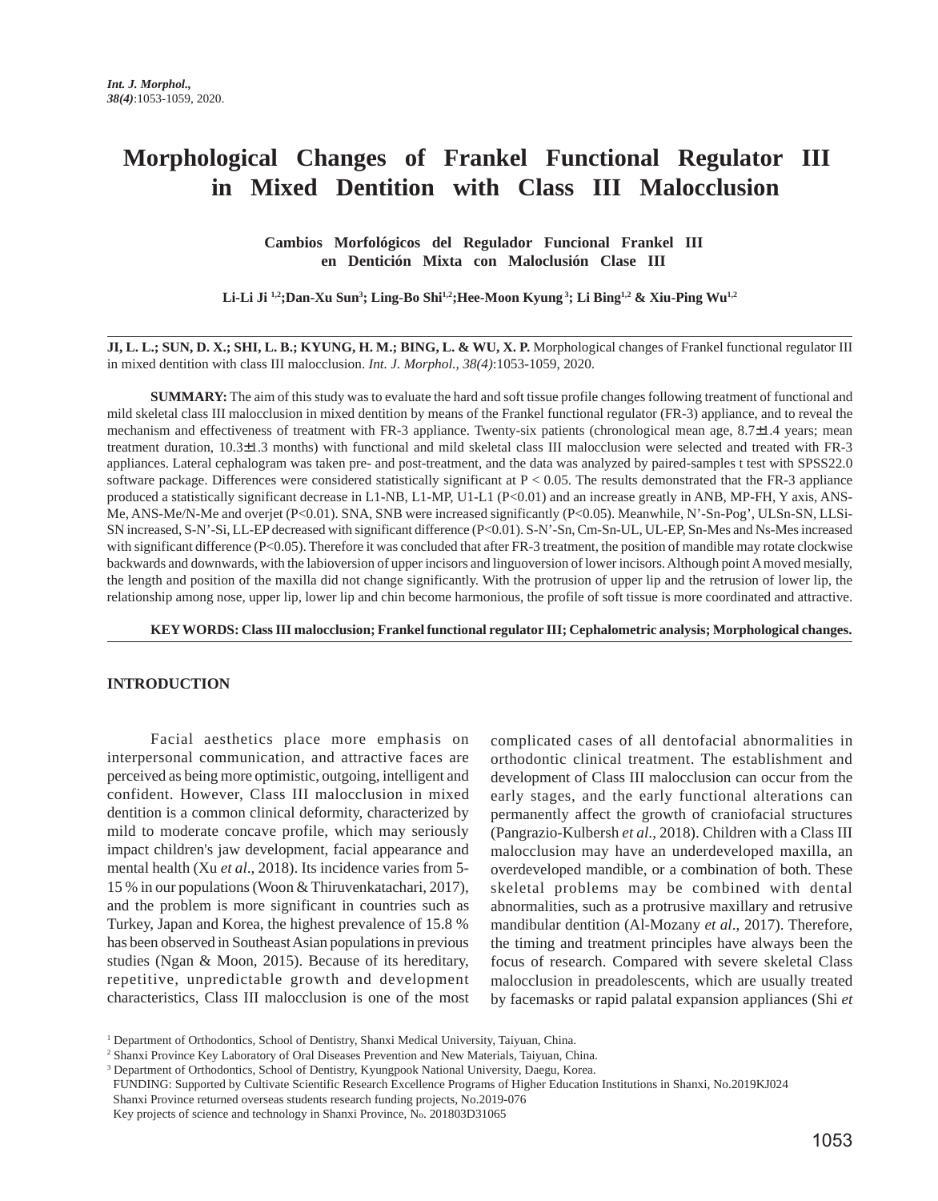# Morphological Changes of Frankel Functional Regulator III in Mixed Dentition with Class III Malocclusion

**Cambios Morfológicos del Regulador Funcional Frankel III en Dentición Mixta con Maloclusión Clase III**

**Li-Li Ji [1,2]; Dan-Xu Sun[3]; Ling-Bo Shi[1,2]; Hee-Moon Kyung [3]; Li Bing[1,2] & Xiu-Ping Wu[1,2]**

**JI, L. L.; SUN, D. X.; SHI, L. B.; KYUNG, H. M.; BING, L. & WU, X. P.** Morphological changes of Frankel functional regulator III in mixed dentition with class III malocclusion. *Int. J. Morphol., 38(4)*:1053-1059, 2020.

**SUMMARY:** The aim of this study was to evaluate the hard and soft tissue profile changes following treatment of functional and mild skeletal class III malocclusion in mixed dentition by means of the Frankel functional regulator (FR-3) appliance, and to reveal the mechanism and effectiveness of treatment with FR-3 appliance. Twenty-six patients (chronological mean age, 8.7±1.4 years; mean treatment duration, 10.3±1.3 months) with functional and mild skeletal class III malocclusion were selected and treated with FR-3 appliances. Lateral cephalogram was taken pre- and post-treatment, and the data was analyzed by paired-samples t test with SPSS22.0 software package. Differences were considered statistically significant at $P < 0.05$. The results demonstrated that the FR-3 appliance produced a statistically significant decrease in L1-NB, L1-MP, U1-L1 ($P<0.01$) and an increase greatly in ANB, MP-FH, Y axis, ANS-Me, ANS-Me/N-Me and overjet ($P<0.01$). SNA, SNB were increased significantly ($P<0.05$). Meanwhile, N'-Sn-Pog', ULSn-SN, LLSi-SN increased, S-N'-Si, LL-EP decreased with significant difference ($P<0.01$). S-N'-Sn, Cm-Sn-UL, UL-EP, Sn-Mes and Ns-Mes increased with significant difference ($P<0.05$). Therefore it was concluded that after FR-3 treatment, the position of mandible may rotate clockwise backwards and downwards, with the labioversion of upper incisors and linguoversion of lower incisors. Although point A moved mesially, the length and position of the maxilla did not change significantly. With the protrusion of upper lip and the retrusion of lower lip, the relationship among nose, upper lip, lower lip and chin become harmonious, the profile of soft tissue is more coordinated and attractive.

**KEY WORDS: Class III malocclusion; Frankel functional regulator III; Cephalometric analysis; Morphological changes.**

## INTRODUCTION

Facial aesthetics place more emphasis on interpersonal communication, and attractive faces are perceived as being more optimistic, outgoing, intelligent and confident. However, Class III malocclusion in mixed dentition is a common clinical deformity, characterized by mild to moderate concave profile, which may seriously impact children's jaw development, facial appearance and mental health (Xu *et al*., 2018). Its incidence varies from 5-15 % in our populations (Woon & Thiruvenkatachari, 2017), and the problem is more significant in countries such as Turkey, Japan and Korea, the highest prevalence of 15.8 % has been observed in Southeast Asian populations in previous studies (Ngan & Moon, 2015). Because of its hereditary, repetitive, unpredictable growth and development characteristics, Class III malocclusion is one of the most complicated cases of all dentofacial abnormalities in orthodontic clinical treatment. The establishment and development of Class III malocclusion can occur from the early stages, and the early functional alterations can permanently affect the growth of craniofacial structures (Pangrazio-Kulbersh *et al*., 2018). Children with a Class III malocclusion may have an underdeveloped maxilla, an overdeveloped mandible, or a combination of both. These skeletal problems may be combined with dental abnormalities, such as a protrusive maxillary and retrusive mandibular dentition (Al-Mozany *et al*., 2017). Therefore, the timing and treatment principles have always been the focus of research. Compared with severe skeletal Class malocclusion in preadolescents, which are usually treated by facemasks or rapid palatal expansion appliances (Shi *et*

[1] Department of Orthodontics, School of Dentistry, Shanxi Medical University, Taiyuan, China.
[2] Shanxi Province Key Laboratory of Oral Diseases Prevention and New Materials, Taiyuan, China.
[3] Department of Orthodontics, School of Dentistry, Kyungpook National University, Daegu, Korea.
FUNDING: Supported by Cultivate Scientific Research Excellence Programs of Higher Education Institutions in Shanxi, No.2019KJ024
Shanxi Province returned overseas students research funding projects, No.2019-076
Key projects of science and technology in Shanxi Province, No. 201803D31065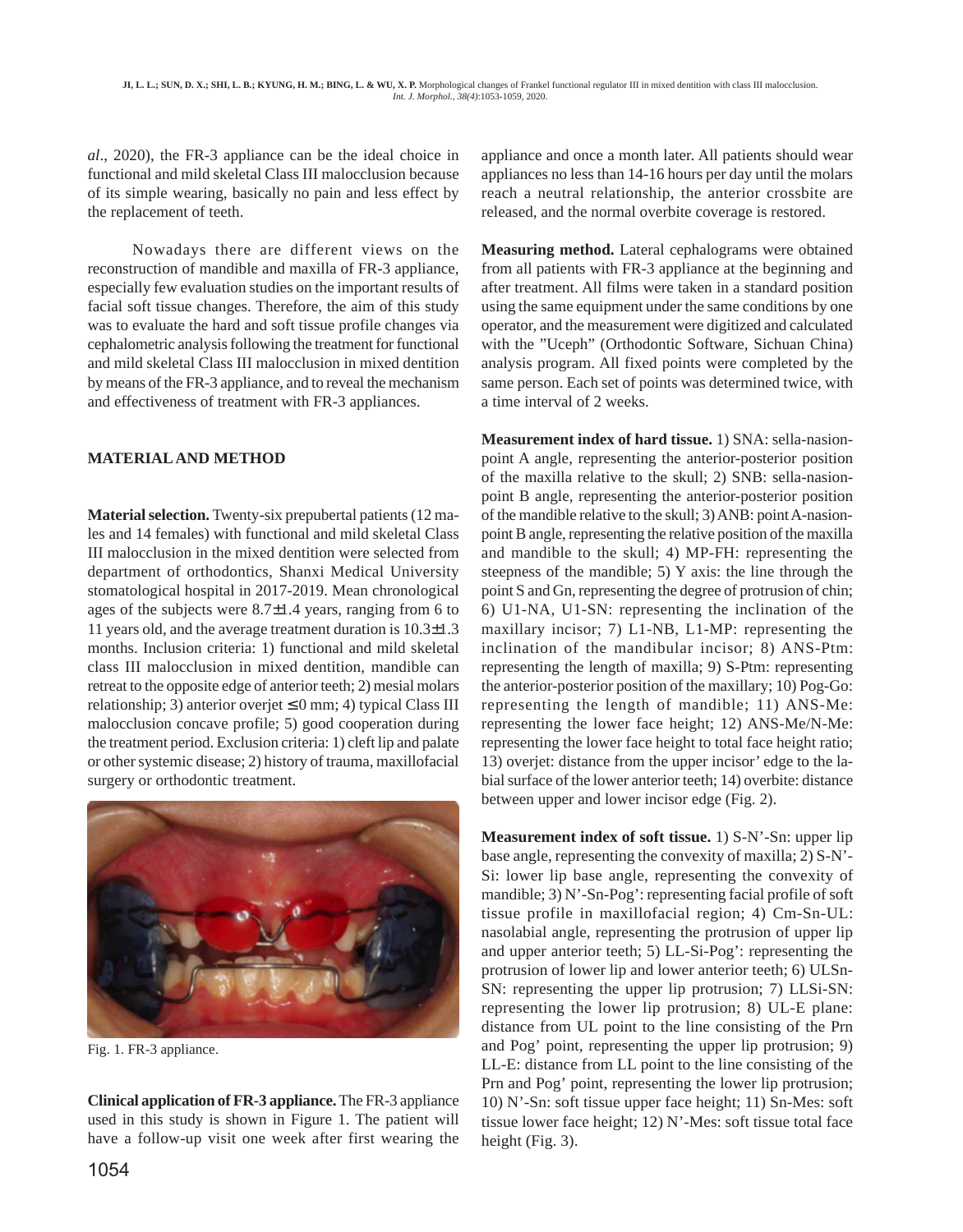*al*., 2020), the FR-3 appliance can be the ideal choice in functional and mild skeletal Class III malocclusion because of its simple wearing, basically no pain and less effect by the replacement of teeth.

Nowadays there are different views on the reconstruction of mandible and maxilla of FR-3 appliance, especially few evaluation studies on the important results of facial soft tissue changes. Therefore, the aim of this study was to evaluate the hard and soft tissue profile changes via cephalometric analysis following the treatment for functional and mild skeletal Class III malocclusion in mixed dentition by means of the FR-3 appliance, and to reveal the mechanism and effectiveness of treatment with FR-3 appliances.

## MATERIAL AND METHOD

**Material selection.** Twenty-six prepubertal patients (12 males and 14 females) with functional and mild skeletal Class III malocclusion in the mixed dentition were selected from department of orthodontics, Shanxi Medical University stomatological hospital in 2017-2019. Mean chronological ages of the subjects were 8.7±1.4 years, ranging from 6 to 11 years old, and the average treatment duration is 10.3±1.3 months. Inclusion criteria: 1) functional and mild skeletal class III malocclusion in mixed dentition, mandible can retreat to the opposite edge of anterior teeth; 2) mesial molars relationship; 3) anterior overjet ≤ 0 mm; 4) typical Class III malocclusion concave profile; 5) good cooperation during the treatment period. Exclusion criteria: 1) cleft lip and palate or other systemic disease; 2) history of trauma, maxillofacial surgery or orthodontic treatment.

Fig. 1. FR-3 appliance.

**Clinical application of FR-3 appliance.** The FR-3 appliance used in this study is shown in Figure 1. The patient will have a follow-up visit one week after first wearing the appliance and once a month later. All patients should wear appliances no less than 14-16 hours per day until the molars reach a neutral relationship, the anterior crossbite are released, and the normal overbite coverage is restored.

**Measuring method.** Lateral cephalograms were obtained from all patients with FR-3 appliance at the beginning and after treatment. All films were taken in a standard position using the same equipment under the same conditions by one operator, and the measurement were digitized and calculated with the "Uceph" (Orthodontic Software, Sichuan China) analysis program. All fixed points were completed by the same person. Each set of points was determined twice, with a time interval of 2 weeks.

**Measurement index of hard tissue.** 1) SNA: sella-nasion-point A angle, representing the anterior-posterior position of the maxilla relative to the skull; 2) SNB: sella-nasion-point B angle, representing the anterior-posterior position of the mandible relative to the skull; 3) ANB: point A-nasion-point B angle, representing the relative position of the maxilla and mandible to the skull; 4) MP-FH: representing the steepness of the mandible; 5) Y axis: the line through the point S and Gn, representing the degree of protrusion of chin; 6) U1-NA, U1-SN: representing the inclination of the maxillary incisor; 7) L1-NB, L1-MP: representing the inclination of the mandibular incisor; 8) ANS-Ptm: representing the length of maxilla; 9) S-Ptm: representing the anterior-posterior position of the maxillary; 10) Pog-Go: representing the length of mandible; 11) ANS-Me: representing the lower face height; 12) ANS-Me/N-Me: representing the lower face height to total face height ratio; 13) overjet: distance from the upper incisor' edge to the labial surface of the lower anterior teeth; 14) overbite: distance between upper and lower incisor edge (Fig. 2).

**Measurement index of soft tissue.** 1) S-N'-Sn: upper lip base angle, representing the convexity of maxilla; 2) S-N'-Si: lower lip base angle, representing the convexity of mandible; 3) N'-Sn-Pog': representing facial profile of soft tissue profile in maxillofacial region; 4) Cm-Sn-UL: nasolabial angle, representing the protrusion of upper lip and upper anterior teeth; 5) LL-Si-Pog': representing the protrusion of lower lip and lower anterior teeth; 6) ULSn-SN: representing the upper lip protrusion; 7) LLSi-SN: representing the lower lip protrusion; 8) UL-E plane: distance from UL point to the line consisting of the Prn and Pog' point, representing the upper lip protrusion; 9) LL-E: distance from LL point to the line consisting of the Prn and Pog' point, representing the lower lip protrusion; 10) N'-Sn: soft tissue upper face height; 11) Sn-Mes: soft tissue lower face height; 12) N'-Mes: soft tissue total face height (Fig. 3).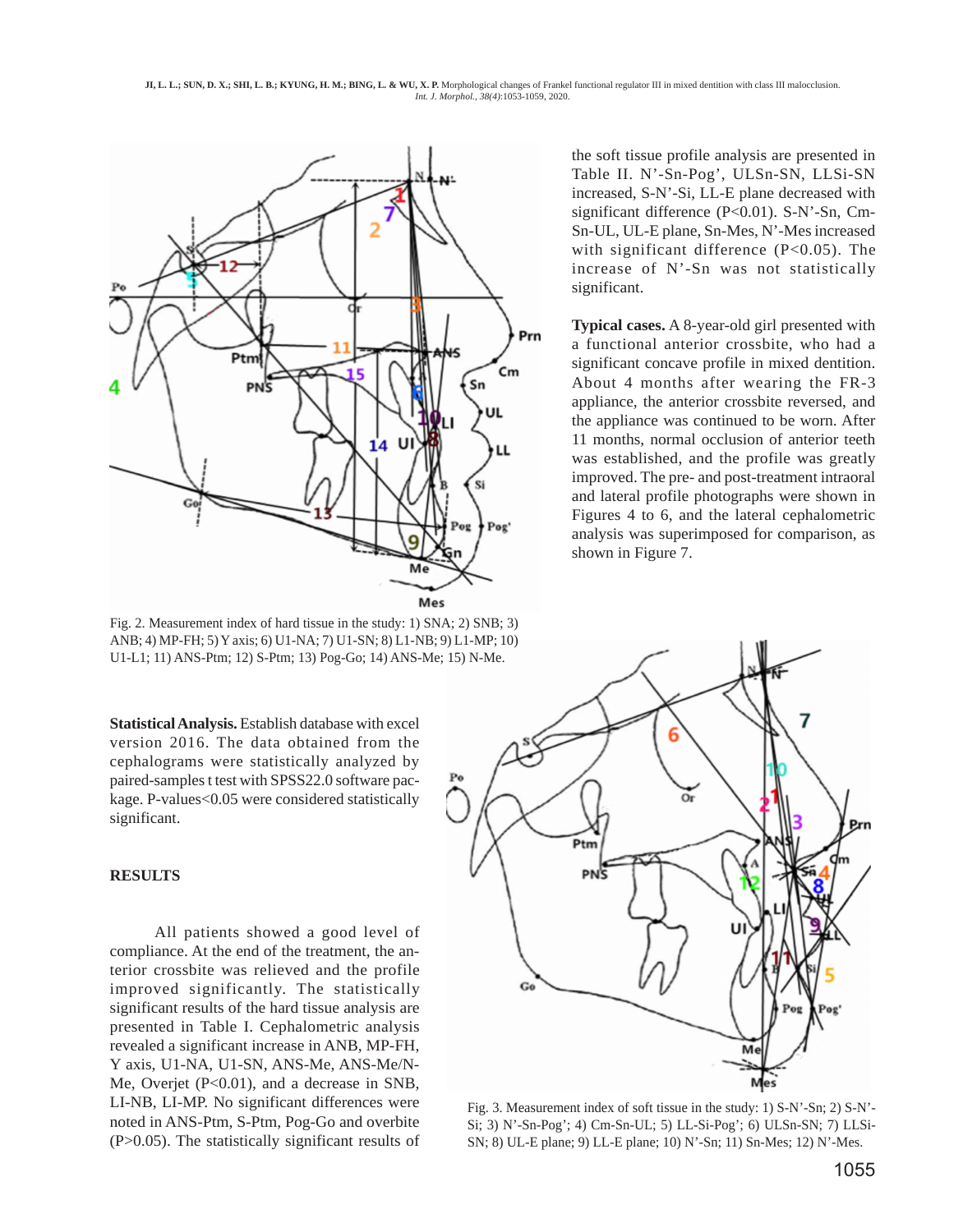Fig. 2. Measurement index of hard tissue in the study: 1) SNA; 2) SNB; 3) ANB; 4) MP-FH; 5) Y axis; 6) U1-NA; 7) U1-SN; 8) L1-NB; 9) L1-MP; 10) U1-L1; 11) ANS-Ptm; 12) S-Ptm; 13) Pog-Go; 14) ANS-Me; 15) N-Me.

**Statistical Analysis.** Establish database with excel version 2016. The data obtained from the cephalograms were statistically analyzed by paired-samples t test with SPSS22.0 software package. P-values<0.05 were considered statistically significant.

## RESULTS

All patients showed a good level of compliance. At the end of the treatment, the anterior crossbite was relieved and the profile improved significantly. The statistically significant results of the hard tissue analysis are presented in Table I. Cephalometric analysis revealed a significant increase in ANB, MP-FH, Y axis, U1-NA, U1-SN, ANS-Me, ANS-Me/N-Me, Overjet (P<0.01), and a decrease in SNB, LI-NB, LI-MP. No significant differences were noted in ANS-Ptm, S-Ptm, Pog-Go and overbite (P>0.05). The statistically significant results of the soft tissue profile analysis are presented in Table II. N'-Sn-Pog', ULSn-SN, LLSi-SN increased, S-N'-Si, LL-E plane decreased with significant difference (P<0.01). S-N'-Sn, Cm-Sn-UL, UL-E plane, Sn-Mes, N'-Mes increased with significant difference (P<0.05). The increase of N'-Sn was not statistically significant.

**Typical cases.** A 8-year-old girl presented with a functional anterior crossbite, who had a significant concave profile in mixed dentition. About 4 months after wearing the FR-3 appliance, the anterior crossbite reversed, and the appliance was continued to be worn. After 11 months, normal occlusion of anterior teeth was established, and the profile was greatly improved. The pre- and post-treatment intraoral and lateral profile photographs were shown in Figures 4 to 6, and the lateral cephalometric analysis was superimposed for comparison, as shown in Figure 7.

Fig. 3. Measurement index of soft tissue in the study: 1) S-N'-Sn; 2) S-N'-Si; 3) N'-Sn-Pog'; 4) Cm-Sn-UL; 5) LL-Si-Pog'; 6) ULSn-SN; 7) LLSi-SN; 8) UL-E plane; 9) LL-E plane; 10) N'-Sn; 11) Sn-Mes; 12) N'-Mes.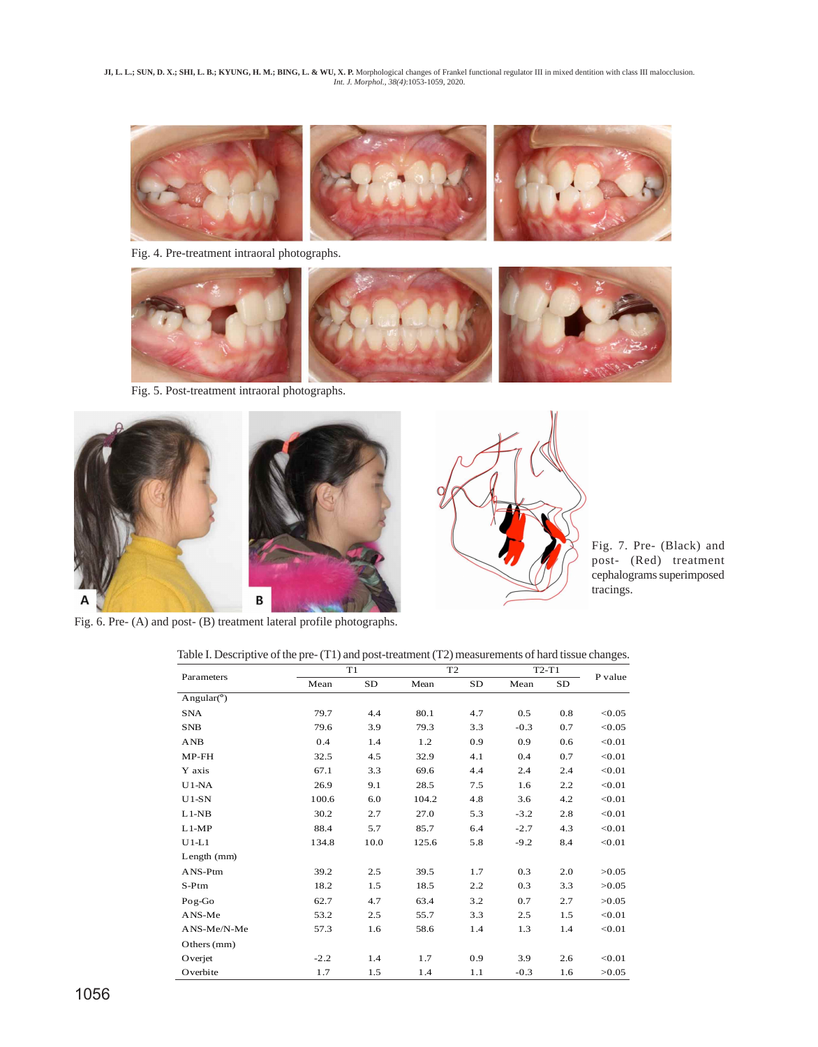Fig. 4. Pre-treatment intraoral photographs.

Fig. 5. Post-treatment intraoral photographs.

Fig. 6. Pre- (A) and post- (B) treatment lateral profile photographs.

Fig. 7. Pre- (Black) and post- (Red) treatment cephalograms superimposed tracings.

Table I. Descriptive of the pre- (T1) and post-treatment (T2) measurements of hard tissue changes.

| Parameters | T1 | | T2 | | T2-T1 | | P value |
|---|---|---|---|---|---|---|---|
| | Mean | SD | Mean | SD | Mean | SD | |
| Angular(°) | | | | | | | |
| SNA | 79.7 | 4.4 | 80.1 | 4.7 | 0.5 | 0.8 | <0.05 |
| SNB | 79.6 | 3.9 | 79.3 | 3.3 | -0.3 | 0.7 | <0.05 |
| ANB | 0.4 | 1.4 | 1.2 | 0.9 | 0.9 | 0.6 | <0.01 |
| MP-FH | 32.5 | 4.5 | 32.9 | 4.1 | 0.4 | 0.7 | <0.01 |
| Y axis | 67.1 | 3.3 | 69.6 | 4.4 | 2.4 | 2.4 | <0.01 |
| U1-NA | 26.9 | 9.1 | 28.5 | 7.5 | 1.6 | 2.2 | <0.01 |
| U1-SN | 100.6 | 6.0 | 104.2 | 4.8 | 3.6 | 4.2 | <0.01 |
| L1-NB | 30.2 | 2.7 | 27.0 | 5.3 | -3.2 | 2.8 | <0.01 |
| L1-MP | 88.4 | 5.7 | 85.7 | 6.4 | -2.7 | 4.3 | <0.01 |
| U1-L1 | 134.8 | 10.0 | 125.6 | 5.8 | -9.2 | 8.4 | <0.01 |
| Length (mm) | | | | | | | |
| ANS-Ptm | 39.2 | 2.5 | 39.5 | 1.7 | 0.3 | 2.0 | >0.05 |
| S-Ptm | 18.2 | 1.5 | 18.5 | 2.2 | 0.3 | 3.3 | >0.05 |
| Pog-Go | 62.7 | 4.7 | 63.4 | 3.2 | 0.7 | 2.7 | >0.05 |
| ANS-Me | 53.2 | 2.5 | 55.7 | 3.3 | 2.5 | 1.5 | <0.01 |
| ANS-Me/N-Me | 57.3 | 1.6 | 58.6 | 1.4 | 1.3 | 1.4 | <0.01 |
| Others (mm) | | | | | | | |
| Overjet | -2.2 | 1.4 | 1.7 | 0.9 | 3.9 | 2.6 | <0.01 |
| Overbite | 1.7 | 1.5 | 1.4 | 1.1 | -0.3 | 1.6 | >0.05 |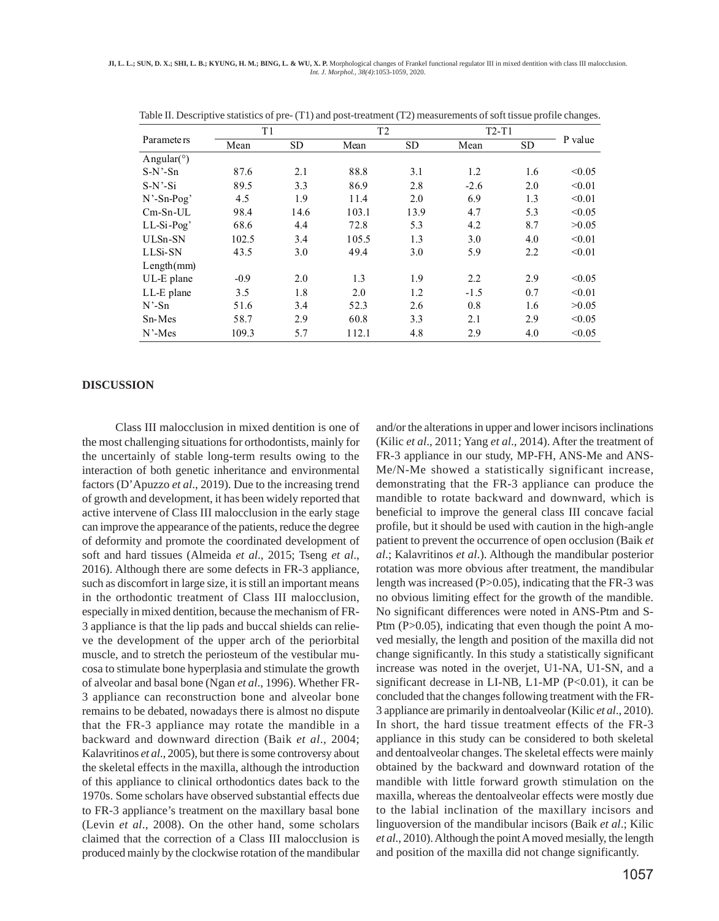Table II. Descriptive statistics of pre- (T1) and post-treatment (T2) measurements of soft tissue profile changes.

| Parameters | T1 | | T2 | | T2-T1 | | P value |
|---|---|---|---|---|---|---|---|
| | Mean | SD | Mean | SD | Mean | SD | |
| Angular(°) | | | | | | | |
| S-N'-Sn | 87.6 | 2.1 | 88.8 | 3.1 | 1.2 | 1.6 | <0.05 |
| S-N'-Si | 89.5 | 3.3 | 86.9 | 2.8 | -2.6 | 2.0 | <0.01 |
| N'-Sn-Pog' | 4.5 | 1.9 | 11.4 | 2.0 | 6.9 | 1.3 | <0.01 |
| Cm-Sn-UL | 98.4 | 14.6 | 103.1 | 13.9 | 4.7 | 5.3 | <0.05 |
| LL-Si-Pog' | 68.6 | 4.4 | 72.8 | 5.3 | 4.2 | 8.7 | >0.05 |
| ULSn-SN | 102.5 | 3.4 | 105.5 | 1.3 | 3.0 | 4.0 | <0.01 |
| LLSi-SN | 43.5 | 3.0 | 49.4 | 3.0 | 5.9 | 2.2 | <0.01 |
| Length(mm) | | | | | | | |
| UL-E plane | -0.9 | 2.0 | 1.3 | 1.9 | 2.2 | 2.9 | <0.05 |
| LL-E plane | 3.5 | 1.8 | 2.0 | 1.2 | -1.5 | 0.7 | <0.01 |
| N'-Sn | 51.6 | 3.4 | 52.3 | 2.6 | 0.8 | 1.6 | >0.05 |
| Sn-Mes | 58.7 | 2.9 | 60.8 | 3.3 | 2.1 | 2.9 | <0.05 |
| N'-Mes | 109.3 | 5.7 | 112.1 | 4.8 | 2.9 | 4.0 | <0.05 |

## DISCUSSION

Class III malocclusion in mixed dentition is one of the most challenging situations for orthodontists, mainly for the uncertainly of stable long-term results owing to the interaction of both genetic inheritance and environmental factors (D'Apuzzo *et al*., 2019). Due to the increasing trend of growth and development, it has been widely reported that active intervene of Class III malocclusion in the early stage can improve the appearance of the patients, reduce the degree of deformity and promote the coordinated development of soft and hard tissues (Almeida *et al*., 2015; Tseng *et al*., 2016). Although there are some defects in FR-3 appliance, such as discomfort in large size, it is still an important means in the orthodontic treatment of Class III malocclusion, especially in mixed dentition, because the mechanism of FR-3 appliance is that the lip pads and buccal shields can relieve the development of the upper arch of the periorbital muscle, and to stretch the periosteum of the vestibular mucosa to stimulate bone hyperplasia and stimulate the growth of alveolar and basal bone (Ngan *et al*., 1996). Whether FR-3 appliance can reconstruction bone and alveolar bone remains to be debated, nowadays there is almost no dispute that the FR-3 appliance may rotate the mandible in a backward and downward direction (Baik *et al*., 2004; Kalavritinos *et al*., 2005), but there is some controversy about the skeletal effects in the maxilla, although the introduction of this appliance to clinical orthodontics dates back to the 1970s. Some scholars have observed substantial effects due to FR-3 appliance's treatment on the maxillary basal bone (Levin *et al*., 2008). On the other hand, some scholars claimed that the correction of a Class III malocclusion is produced mainly by the clockwise rotation of the mandibular and/or the alterations in upper and lower incisors inclinations (Kilic *et al*., 2011; Yang *et al*., 2014). After the treatment of FR-3 appliance in our study, MP-FH, ANS-Me and ANS-Me/N-Me showed a statistically significant increase, demonstrating that the FR-3 appliance can produce the mandible to rotate backward and downward, which is beneficial to improve the general class III concave facial profile, but it should be used with caution in the high-angle patient to prevent the occurrence of open occlusion (Baik *et al*.; Kalavritinos *et al*.). Although the mandibular posterior rotation was more obvious after treatment, the mandibular length was increased ($P>0.05$), indicating that the FR-3 was no obvious limiting effect for the growth of the mandible. No significant differences were noted in ANS-Ptm and S-Ptm ($P>0.05$), indicating that even though the point A moved mesially, the length and position of the maxilla did not change significantly. In this study a statistically significant increase was noted in the overjet, U1-NA, U1-SN, and a significant decrease in LI-NB, L1-MP ($P<0.01$), it can be concluded that the changes following treatment with the FR-3 appliance are primarily in dentoalveolar (Kilic *et al*., 2010). In short, the hard tissue treatment effects of the FR-3 appliance in this study can be considered to both skeletal and dentoalveolar changes. The skeletal effects were mainly obtained by the backward and downward rotation of the mandible with little forward growth stimulation on the maxilla, whereas the dentoalveolar effects were mostly due to the labial inclination of the maxillary incisors and linguoversion of the mandibular incisors (Baik *et al*.; Kilic *et al*., 2010). Although the point A moved mesially, the length and position of the maxilla did not change significantly.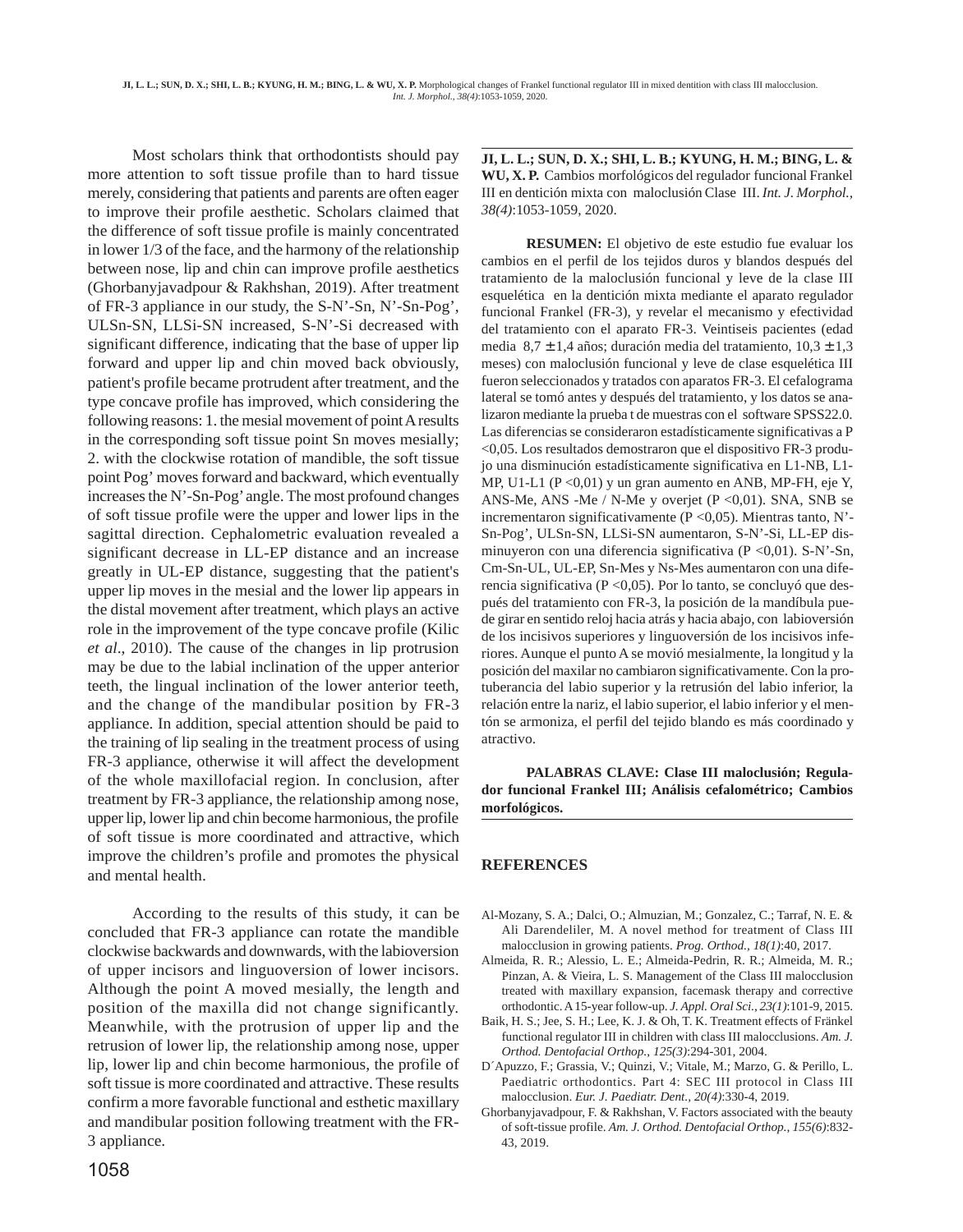Most scholars think that orthodontists should pay more attention to soft tissue profile than to hard tissue merely, considering that patients and parents are often eager to improve their profile aesthetic. Scholars claimed that the difference of soft tissue profile is mainly concentrated in lower 1/3 of the face, and the harmony of the relationship between nose, lip and chin can improve profile aesthetics (Ghorbanyjavadpour & Rakhshan, 2019). After treatment of FR-3 appliance in our study, the S-N'-Sn, N'-Sn-Pog', ULSn-SN, LLSi-SN increased, S-N'-Si decreased with significant difference, indicating that the base of upper lip forward and upper lip and chin moved back obviously, patient's profile became protrudent after treatment, and the type concave profile has improved, which considering the following reasons: 1. the mesial movement of point A results in the corresponding soft tissue point Sn moves mesially; 2. with the clockwise rotation of mandible, the soft tissue point Pog' moves forward and backward, which eventually increases the N'-Sn-Pog' angle. The most profound changes of soft tissue profile were the upper and lower lips in the sagittal direction. Cephalometric evaluation revealed a significant decrease in LL-EP distance and an increase greatly in UL-EP distance, suggesting that the patient's upper lip moves in the mesial and the lower lip appears in the distal movement after treatment, which plays an active role in the improvement of the type concave profile (Kilic *et al*., 2010). The cause of the changes in lip protrusion may be due to the labial inclination of the upper anterior teeth, the lingual inclination of the lower anterior teeth, and the change of the mandibular position by FR-3 appliance. In addition, special attention should be paid to the training of lip sealing in the treatment process of using FR-3 appliance, otherwise it will affect the development of the whole maxillofacial region. In conclusion, after treatment by FR-3 appliance, the relationship among nose, upper lip, lower lip and chin become harmonious, the profile of soft tissue is more coordinated and attractive, which improve the children's profile and promotes the physical and mental health.

According to the results of this study, it can be concluded that FR-3 appliance can rotate the mandible clockwise backwards and downwards, with the labioversion of upper incisors and linguoversion of lower incisors. Although the point A moved mesially, the length and position of the maxilla did not change significantly. Meanwhile, with the protrusion of upper lip and the retrusion of lower lip, the relationship among nose, upper lip, lower lip and chin become harmonious, the profile of soft tissue is more coordinated and attractive. These results confirm a more favorable functional and esthetic maxillary and mandibular position following treatment with the FR-3 appliance.

---

**JI, L. L.; SUN, D. X.; SHI, L. B.; KYUNG, H. M.; BING, L. & WU, X. P.** Cambios morfológicos del regulador funcional Frankel III en dentición mixta con maloclusión Clase III. *Int. J. Morphol., 38(4)*:1053-1059, 2020.

**RESUMEN:** El objetivo de este estudio fue evaluar los cambios en el perfil de los tejidos duros y blandos después del tratamiento de la maloclusión funcional y leve de la clase III esquelética en la dentición mixta mediante el aparato regulador funcional Frankel (FR-3), y revelar el mecanismo y efectividad del tratamiento con el aparato FR-3. Veintiseis pacientes (edad media 8,7 ± 1,4 años; duración media del tratamiento, 10,3 ± 1,3 meses) con maloclusión funcional y leve de clase esquelética III fueron seleccionados y tratados con aparatos FR-3. El cefalograma lateral se tomó antes y después del tratamiento, y los datos se analizaron mediante la prueba t de muestras con el software SPSS22.0. Las diferencias se consideraron estadísticamente significativas a P <0,05. Los resultados demostraron que el dispositivo FR-3 produjo una disminución estadísticamente significativa en L1-NB, L1-MP, U1-L1 (P <0,01) y un gran aumento en ANB, MP-FH, eje Y, ANS-Me, ANS -Me / N-Me y overjet (P <0,01). SNA, SNB se incrementaron significativamente (P <0,05). Mientras tanto, N'-Sn-Pog', ULSn-SN, LLSi-SN aumentaron, S-N'-Si, LL-EP disminuyeron con una diferencia significativa (P <0,01). S-N'-Sn, Cm-Sn-UL, UL-EP, Sn-Mes y Ns-Mes aumentaron con una diferencia significativa (P <0,05). Por lo tanto, se concluyó que después del tratamiento con FR-3, la posición de la mandíbula puede girar en sentido reloj hacia atrás y hacia abajo, con labioversión de los incisivos superiores y linguoversión de los incisivos inferiores. Aunque el punto A se movió mesialmente, la longitud y la posición del maxilar no cambiaron significativamente. Con la protuberancia del labio superior y la retrusión del labio inferior, la relación entre la nariz, el labio superior, el labio inferior y el mentón se armoniza, el perfil del tejido blando es más coordinado y atractivo.

**PALABRAS CLAVE: Clase III maloclusión; Regulador funcional Frankel III; Análisis cefalométrico; Cambios morfológicos.**

---

## REFERENCES

Al-Mozany, S. A.; Dalci, O.; Almuzian, M.; Gonzalez, C.; Tarraf, N. E. & Ali Darendeliler, M. A novel method for treatment of Class III malocclusion in growing patients. *Prog. Orthod., 18(1)*:40, 2017.

Almeida, R. R.; Alessio, L. E.; Almeida-Pedrin, R. R.; Almeida, M. R.; Pinzan, A. & Vieira, L. S. Management of the Class III malocclusion treated with maxillary expansion, facemask therapy and corrective orthodontic. A 15-year follow-up. *J. Appl. Oral Sci., 23(1)*:101-9, 2015.

Baik, H. S.; Jee, S. H.; Lee, K. J. & Oh, T. K. Treatment effects of Fränkel functional regulator III in children with class III malocclusions. *Am. J. Orthod. Dentofacial Orthop., 125(3)*:294-301, 2004.

D´Apuzzo, F.; Grassia, V.; Quinzi, V.; Vitale, M.; Marzo, G. & Perillo, L. Paediatric orthodontics. Part 4: SEC III protocol in Class III malocclusion. *Eur. J. Paediatr. Dent., 20(4)*:330-4, 2019.

Ghorbanyjavadpour, F. & Rakhshan, V. Factors associated with the beauty of soft-tissue profile. *Am. J. Orthod. Dentofacial Orthop., 155(6)*:832-43, 2019.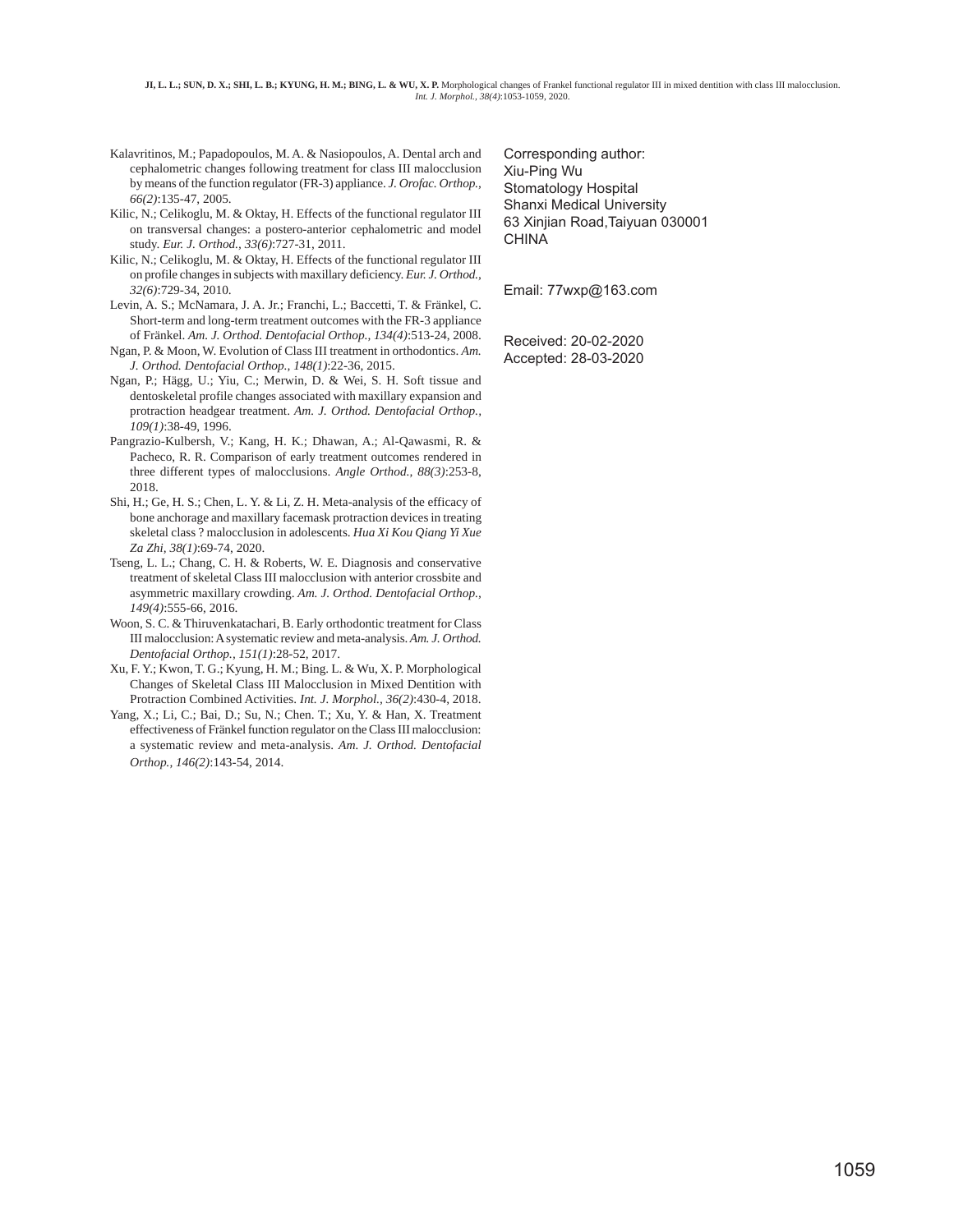Kalavritinos, M.; Papadopoulos, M. A. & Nasiopoulos, A. Dental arch and cephalometric changes following treatment for class III malocclusion by means of the function regulator (FR-3) appliance. *J. Orofac. Orthop., 66(2)*:135-47, 2005.

Kilic, N.; Celikoglu, M. & Oktay, H. Effects of the functional regulator III on transversal changes: a postero-anterior cephalometric and model study. *Eur. J. Orthod., 33(6)*:727-31, 2011.

Kilic, N.; Celikoglu, M. & Oktay, H. Effects of the functional regulator III on profile changes in subjects with maxillary deficiency. *Eur. J. Orthod., 32(6)*:729-34, 2010.

Levin, A. S.; McNamara, J. A. Jr.; Franchi, L.; Baccetti, T. & Fränkel, C. Short-term and long-term treatment outcomes with the FR-3 appliance of Fränkel. *Am. J. Orthod. Dentofacial Orthop., 134(4)*:513-24, 2008.

Ngan, P. & Moon, W. Evolution of Class III treatment in orthodontics. *Am. J. Orthod. Dentofacial Orthop., 148(1)*:22-36, 2015.

Ngan, P.; Hägg, U.; Yiu, C.; Merwin, D. & Wei, S. H. Soft tissue and dentoskeletal profile changes associated with maxillary expansion and protraction headgear treatment. *Am. J. Orthod. Dentofacial Orthop., 109(1)*:38-49, 1996.

Pangrazio-Kulbersh, V.; Kang, H. K.; Dhawan, A.; Al-Qawasmi, R. & Pacheco, R. R. Comparison of early treatment outcomes rendered in three different types of malocclusions. *Angle Orthod., 88(3)*:253-8, 2018.

Shi, H.; Ge, H. S.; Chen, L. Y. & Li, Z. H. Meta-analysis of the efficacy of bone anchorage and maxillary facemask protraction devices in treating skeletal class ? malocclusion in adolescents. *Hua Xi Kou Qiang Yi Xue Za Zhi, 38(1)*:69-74, 2020.

Tseng, L. L.; Chang, C. H. & Roberts, W. E. Diagnosis and conservative treatment of skeletal Class III malocclusion with anterior crossbite and asymmetric maxillary crowding. *Am. J. Orthod. Dentofacial Orthop., 149(4)*:555-66, 2016.

Woon, S. C. & Thiruvenkatachari, B. Early orthodontic treatment for Class III malocclusion: A systematic review and meta-analysis. *Am. J. Orthod. Dentofacial Orthop., 151(1)*:28-52, 2017.

Xu, F. Y.; Kwon, T. G.; Kyung, H. M.; Bing. L. & Wu, X. P. Morphological Changes of Skeletal Class III Malocclusion in Mixed Dentition with Protraction Combined Activities. *Int. J. Morphol., 36(2)*:430-4, 2018.

Yang, X.; Li, C.; Bai, D.; Su, N.; Chen. T.; Xu, Y. & Han, X. Treatment effectiveness of Fränkel function regulator on the Class III malocclusion: a systematic review and meta-analysis. *Am. J. Orthod. Dentofacial Orthop., 146(2)*:143-54, 2014.

Corresponding author:
Xiu-Ping Wu
Stomatology Hospital
Shanxi Medical University
63 Xinjian Road,Taiyuan 030001
CHINA

Email: 77wxp@163.com

Received: 20-02-2020
Accepted: 28-03-2020